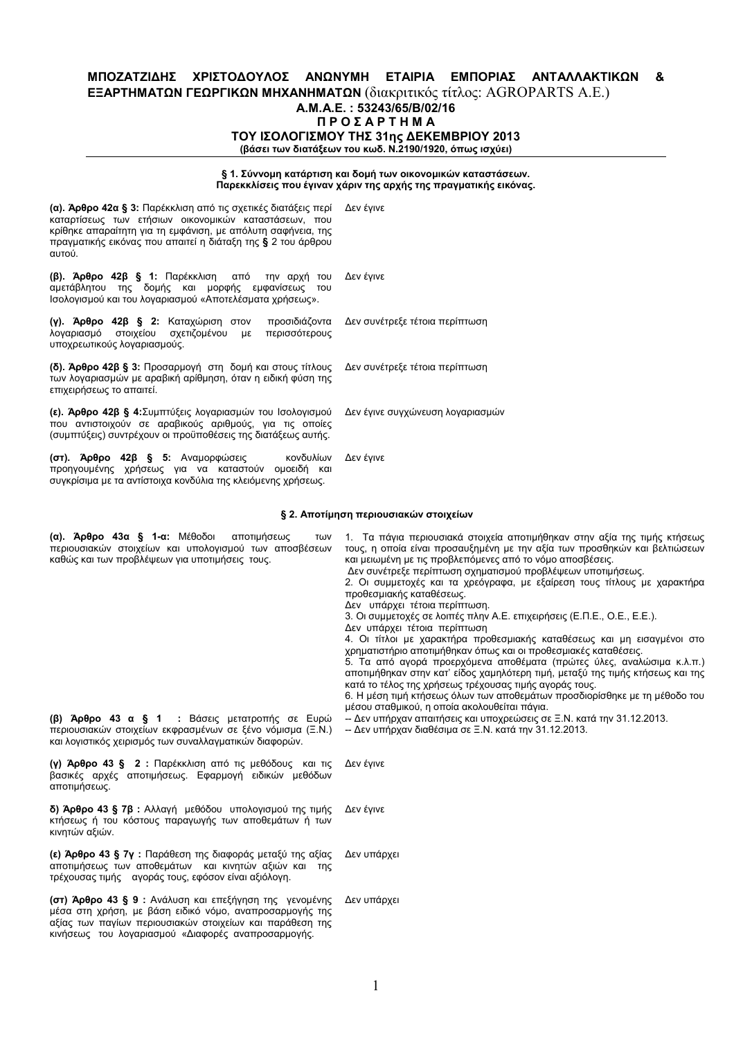**ΜΠΟΖΑΤΖΙΔΗΣ ΧΡΙΣΤΟΔΟΥΛΟΣ ΑΝΩΝΥΜΗ ΕΤΑΙΡΙΑ ΕΜΠΟΡΙΑΣ ΑΝΤΑΛΛΑΚΤΙΚΩΝ & ΕΞΑΡΤΗΜΑΤΩΝ ΓΕΩΡΓΙΚΩΝ ΜΗΧΑΝΗΜΑΤΩΝ** (διακριτικός τίτλος: AGROPARTS Α.Ε.)

**Α.Μ.Α.Ε. : 53243/65/Β/02/16**

# Π Ρ Ο Σ Α Ρ Τ Η Μ Α

## ΤΟΥ ΙΣΟΛΟΓΙΣΜΟΥ ΤΗΣ 31ης ΔΕΚΕΜΒΡΙΟΥ 2013

**(βάσει των διατάξεων του κωδ. Ν.2190/1920, όπως ισχύει)**

### § 1. Σύννομη κατάρτιση και δομή των οικονομικών καταστάσεων. Παρεκκλίσεις που έγιναν χάριν της αρχής της πραγματικής εικόνας.

| | |
|---|---|
| **(α). Άρθρο 42α § 3:** Παρέκκλιση από τις σχετικές διατάξεις περί καταρτίσεως των ετήσιων οικονομικών καταστάσεων, που κρίθηκε απαραίτητη για τη εμφάνιση, με απόλυτη σαφήνεια, της πραγματικής εικόνας που απαιτεί η διάταξη της **§** 2 του άρθρου αυτού. | Δεν έγινε |
| **(β). Άρθρο 42β § 1:** Παρέκκλιση από την αρχή του αμετάβλητου της δομής και μορφής εμφανίσεως του Ισολογισμού και του λογαριασμού «Αποτελέσματα χρήσεως». | Δεν έγινε |
| **(γ). Άρθρο 42β § 2:** Καταχώριση στον προσιδιάζοντα λογαριασμό στοιχείου σχετιζομένου με περισσότερους υποχρεωτικούς λογαριασμούς. | Δεν συνέτρεξε τέτοια περίπτωση |
| **(δ). Άρθρο 42β § 3:** Προσαρμογή στη δομή και στους τίτλους των λογαριασμών με αραβική αρίθμηση, όταν η ειδική φύση της επιχειρήσεως το απαιτεί. | Δεν συνέτρεξε τέτοια περίπτωση |
| **(ε). Άρθρο 42β § 4:** Συμπτύξεις λογαριασμών του Ισολογισμού που αντιστοιχούν σε αραβικούς αριθμούς, για τις οποίες (συμπτύξεις) συντρέχουν οι προϋποθέσεις της διατάξεως αυτής. | Δεν έγινε συγχώνευση λογαριασμών |
| **(στ). Άρθρο 42β § 5:** Αναμορφώσεις κονδυλίων προηγουμένης χρήσεως για να καταστούν ομοειδή και συγκρίσιμα με τα αντίστοιχα κονδύλια της κλειόμενης χρήσεως. | Δεν έγινε |

### § 2. Αποτίμηση περιουσιακών στοιχείων

| | |
|---|---|
| **(α). Άρθρο 43α § 1-α:** Μέθοδοι αποτιμήσεως των περιουσιακών στοιχείων και υπολογισμού των αποσβέσεων καθώς και των προβλέψεων για υποτιμήσεις τους. | 1. Τα πάγια περιουσιακά στοιχεία αποτιμήθηκαν στην αξία της τιμής κτήσεως τους, η οποία είναι προσαυξημένη με την αξία των προσθηκών και βελτιώσεων και μειωμένη με τις προβλεπόμενες από το νόμο αποσβέσεις.<br>Δεν συνέτρεξε περίπτωση σχηματισμού προβλέψεων υποτιμήσεως.<br>2. Οι συμμετοχές και τα χρεόγραφα, με εξαίρεση τους τίτλους με χαρακτήρα προθεσμιακής καταθέσεως.<br>Δεν υπάρχει τέτοια περίπτωση.<br>3. Οι συμμετοχές σε λοιπές πλην Α.Ε. επιχειρήσεις (Ε.Π.Ε., Ο.Ε., Ε.Ε.).<br>Δεν υπάρχει τέτοια περίπτωση<br>4. Οι τίτλοι με χαρακτήρα προθεσμιακής καταθέσεως και μη εισαγμένοι στο χρηματιστήριο αποτιμήθηκαν όπως και οι προθεσμιακές καταθέσεις.<br>5. Τα από αγορά προερχόμενα αποθέματα (πρώτες ύλες, αναλώσιμα κ.λ.π.) αποτιμήθηκαν στην κατ' είδος χαμηλότερη τιμή, μεταξύ της τιμής κτήσεως και της κατά το τέλος της χρήσεως τρέχουσας τιμής αγοράς τους.<br>6. Η μέση τιμή κτήσεως όλων των αποθεμάτων προσδιορίσθηκε με τη μέθοδο του μέσου σταθμικού, η οποία ακολουθείται πάγια. |
| **(β) Άρθρο 43 α § 1 :** Βάσεις μετατροπής σε Ευρώ περιουσιακών στοιχείων εκφρασμένων σε ξένο νόμισμα (Ξ.Ν.) και λογιστικός χειρισμός των συναλλαγματικών διαφορών. | -- Δεν υπήρχαν απαιτήσεις και υποχρεώσεις σε Ξ.Ν. κατά την 31.12.2013.<br>-- Δεν υπήρχαν διαθέσιμα σε Ξ.Ν. κατά την 31.12.2013. |
| **(γ) Άρθρο 43 § 2 :** Παρέκκλιση από τις μεθόδους και τις βασικές αρχές αποτιμήσεως. Εφαρμογή ειδικών μεθόδων αποτιμήσεως. | Δεν έγινε |
| **δ) Άρθρο 43 § 7β :** Αλλαγή μεθόδου υπολογισμού της τιμής κτήσεως ή του κόστους παραγωγής των αποθεμάτων ή των κινητών αξιών. | Δεν έγινε |
| **(ε) Άρθρο 43 § 7γ :** Παράθεση της διαφοράς μεταξύ της αξίας αποτιμήσεως των αποθεμάτων και κινητών αξιών και της τρέχουσας τιμής αγοράς τους, εφόσον είναι αξιόλογη. | Δεν υπάρχει |
| **(στ) Άρθρο 43 § 9 :** Ανάλυση και επεξήγηση της γενομένης μέσα στη χρήση, με βάση ειδικό νόμο, αναπροσαρμογής της αξίας των παγίων περιουσιακών στοιχείων και παράθεση της κινήσεως του λογαριασμού «Διαφορές αναπροσαρμογής. | Δεν υπάρχει |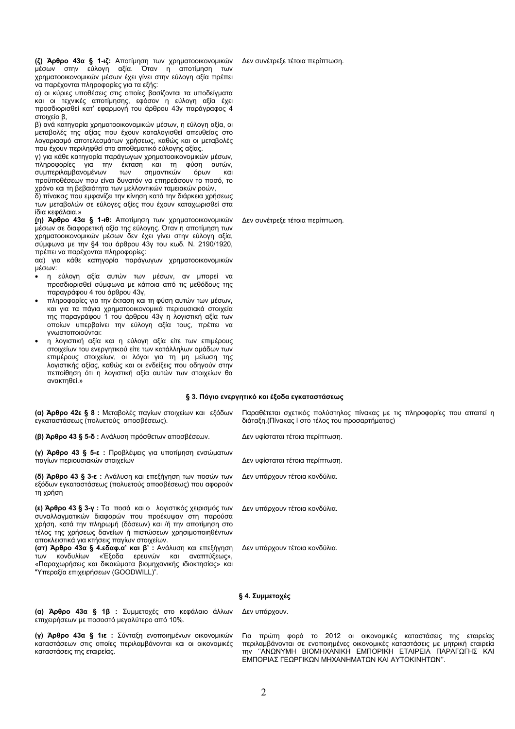**(ζ) Άρθρο 43α § 1-ιζ:** Αποτίμηση των χρηματοοικονομικών μέσων στην εύλογη αξία. Όταν η αποτίμηση των χρηματοοικονομικών μέσων έχει γίνει στην εύλογη αξία πρέπει να παρέχονται πληροφορίες για τα εξής:
α) οι κύριες υποθέσεις στις οποίες βασίζονται τα υποδείγματα και οι τεχνικές αποτίμησης, εφόσον η εύλογη αξία έχει προσδιορισθεί κατ' εφαρμογή του άρθρου 43γ παράγραφος 4 στοιχείο β,
β) ανά κατηγορία χρηματοοικονομικών μέσων, η εύλογη αξία, οι μεταβολές της αξίας που έχουν καταλογισθεί απευθείας στο λογαριασμό αποτελεσμάτων χρήσεως, καθώς και οι μεταβολές που έχουν περιληφθεί στο αποθεματικό εύλογης αξίας.
γ) για κάθε κατηγορία παράγωγων χρηματοοικονομικών μέσων, πληροφορίες για την έκταση και τη φύση αυτών, συμπεριλαμβανομένων των σημαντικών όρων και προϋποθέσεων που είναι δυνατόν να επηρεάσουν το ποσό, το χρόνο και τη βεβαιότητα των μελλοντικών ταμειακών ροών,
δ) πίνακας που εμφανίζει την κίνηση κατά την διάρκεια χρήσεως των μεταβολών σε εύλογες αξίες που έχουν καταχωρισθεί στα ίδια κεφάλαια.»

Δεν συνέτρεξε τέτοια περίπτωση.

**(η) Άρθρο 43α § 1-ιθ:** Αποτίμηση των χρηματοοικονομικών μέσων σε διαφορετική αξία της εύλογης. Όταν η αποτίμηση των χρηματοοικονομικών μέσων δεν έχει γίνει στην εύλογη αξία, σύμφωνα με την §4 του άρθρου 43γ του κωδ. Ν. 2190/1920, πρέπει να παρέχονται πληροφορίες:
αα) για κάθε κατηγορία παράγωγων χρηματοοικονομικών μέσων:

- η εύλογη αξία αυτών των μέσων, αν μπορεί να προσδιορισθεί σύμφωνα με κάποια από τις μεθόδους της παραγράφου 4 του άρθρου 43γ,
- πληροφορίες για την έκταση και τη φύση αυτών των μέσων, και για τα πάγια χρηματοοικονομικά περιουσιακά στοιχεία της παραγράφου 1 του άρθρου 43γ η λογιστική αξία των οποίων υπερβαίνει την εύλογη αξία τους, πρέπει να γνωστοποιούνται:
- η λογιστική αξία και η εύλογη αξία είτε των επιμέρους στοιχείων του ενεργητικού είτε των κατάλληλων ομάδων των επιμέρους στοιχείων, οι λόγοι για τη μη μείωση της λογιστικής αξίας, καθώς και οι ενδείξεις που οδηγούν στην πεποίθηση ότι η λογιστική αξία αυτών των στοιχείων θα ανακτηθεί.»

Δεν συνέτρεξε τέτοια περίπτωση.

### § 3. Πάγιο ενεργητικό και έξοδα εγκαταστάσεως

**(α) Άρθρο 42ε § 8 :** Μεταβολές παγίων στοιχείων και εξόδων εγκαταστάσεως (πολυετούς αποσβέσεως).

Παραθέτεται σχετικός πολύστηλος πίνακας με τις πληροφορίες που απαιτεί η διάταξη.(Πίνακας Ι στο τέλος του προσαρτήματος)

**(β) Άρθρο 43 § 5-δ :** Ανάλυση πρόσθετων αποσβέσεων.

Δεν υφίσταται τέτοια περίπτωση.

**(γ) Άρθρο 43 § 5-ε :** Προβλέψεις για υποτίμηση ενσώματων παγίων περιουσιακών στοιχείων

Δεν υφίσταται τέτοια περίπτωση.

**(δ) Άρθρο 43 § 3-ε :** Ανάλυση και επεξήγηση των ποσών των εξόδων εγκαταστάσεως (πολυετούς αποσβέσεως) που αφορούν τη χρήση

Δεν υπάρχουν τέτοια κονδύλια.

**(ε) Άρθρο 43 § 3-γ :** Τα ποσά και ο λογιστικός χειρισμός των συναλλαγματικών διαφορών που προέκυψαν στη παρούσα χρήση, κατά την πληρωμή (δόσεων) και /ή την αποτίμηση στο τέλος της χρήσεως δανείων ή πιστώσεων χρησιμοποιηθέντων αποκλειστικά για κτήσεις παγίων στοιχείων.

Δεν υπάρχουν τέτοια κονδύλια.

**(στ) Άρθρο 43α § 4.εδαφ.α' και β' :** Ανάλυση και επεξήγηση των κονδυλίων «Έξοδα ερευνών και αναπτύξεως», «Παραχωρήσεις και δικαιώματα βιομηχανικής ιδιοκτησίας» και "Υπεραξία επιχειρήσεων (GOODWILL)".

Δεν υπάρχουν τέτοια κονδύλια.

### § 4. Συμμετοχές

**(α) Άρθρο 43α § 1β :** Συμμετοχές στο κεφάλαιο άλλων επιχειρήσεων με ποσοστό μεγαλύτερο από 10%.

Δεν υπάρχουν.

**(γ) Άρθρο 43α § 1ιε :** Σύνταξη ενοποιημένων οικονομικών καταστάσεων στις οποίες περιλαμβάνονται και οι οικονομικές καταστάσεις της εταιρείας.

Για πρώτη φορά το 2012 οι οικονομικές καταστάσεις της εταιρείας περιλαμβάνονται σε ενοποιημένες οικονομικές καταστάσεις με μητρική εταιρεία την ''ΑΝΩΝΥΜΗ ΒΙΟΜΗΧΑΝΙΚΗ ΕΜΠΟΡΙΚΗ ΕΤΑΙΡΕΙΑ ΠΑΡΑΓΩΓΗΣ ΚΑΙ ΕΜΠΟΡΙΑΣ ΓΕΩΡΓΙΚΩΝ ΜΗΧΑΝΗΜΑΤΩΝ ΚΑΙ ΑΥΤΟΚΙΝΗΤΩΝ''.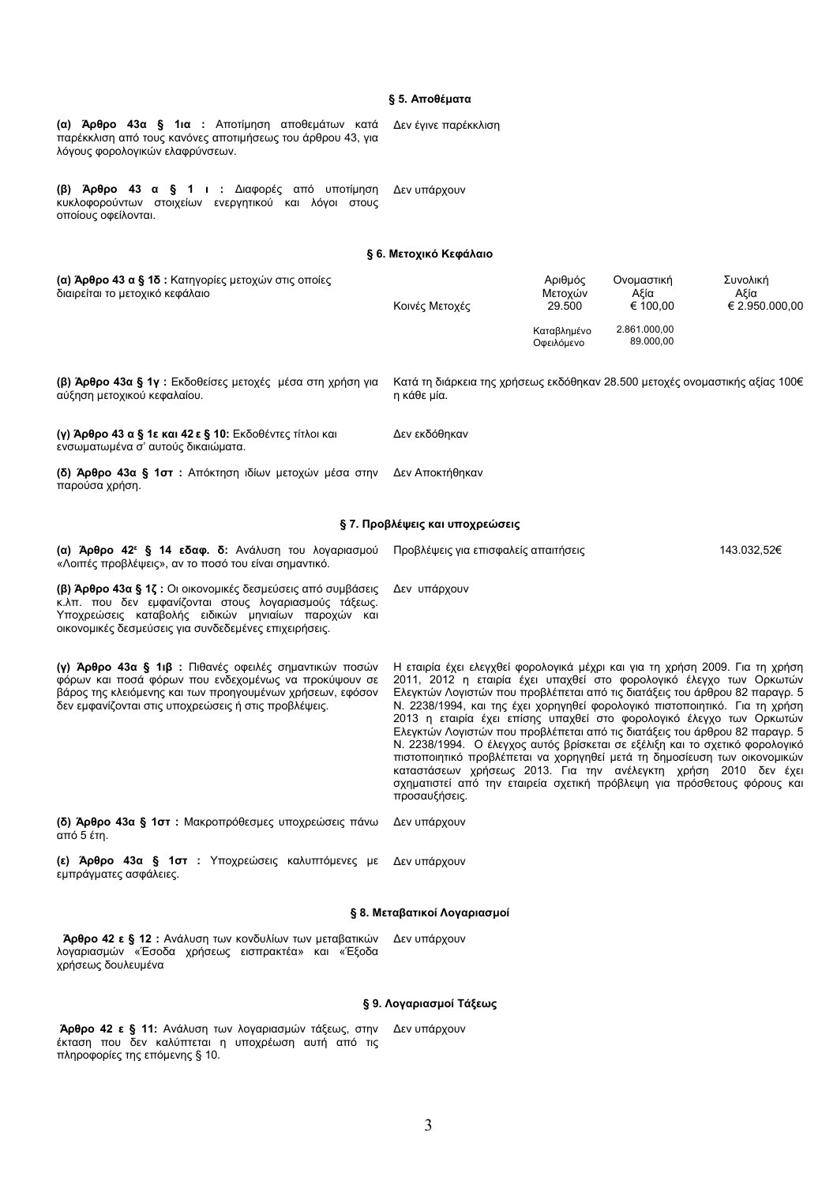### § 5. Αποθέματα

| | |
|---|---|
| **(α) Άρθρο 43α § 1ια :** Αποτίμηση αποθεμάτων κατά παρέκκλιση από τους κανόνες αποτιμήσεως του άρθρου 43, για λόγους φορολογικών ελαφρύνσεων. | Δεν έγινε παρέκκλιση |
| **(β) Άρθρο 43 α § 1 ι :** Διαφορές από υποτίμηση κυκλοφορούντων στοιχείων ενεργητικού και λόγοι στους οποίους οφείλονται. | Δεν υπάρχουν |

### § 6. Μετοχικό Κεφάλαιο

| | | Αριθμός Μετοχών | Ονομαστική Αξία | Συνολική Αξία |
|---|---|---|---|---|
| **(α) Άρθρο 43 α § 1δ :** Κατηγορίες μετοχών στις οποίες διαιρείται το μετοχικό κεφάλαιο | Κοινές Μετοχές | 29.500 | € 100,00 | € 2.950.000,00 |
| | | Καταβλημένο | 2.861.000,00 | |
| | | Οφειλόμενο | 89.000,00 | |

| | |
|---|---|
| **(β) Άρθρο 43α § 1γ :** Εκδοθείσες μετοχές μέσα στη χρήση για αύξηση μετοχικού κεφαλαίου. | Κατά τη διάρκεια της χρήσεως εκδόθηκαν 28.500 μετοχές ονομαστικής αξίας 100€ η κάθε μία. |
| **(γ) Άρθρο 43 α § 1ε και 42 ε § 10:** Εκδοθέντες τίτλοι και ενσωματωμένα σ' αυτούς δικαιώματα. | Δεν εκδόθηκαν |
| **(δ) Άρθρο 43α § 1στ :** Απόκτηση ιδίων μετοχών μέσα στην παρούσα χρήση. | Δεν Αποκτήθηκαν |

### § 7. Προβλέψεις και υποχρεώσεις

| | | |
|---|---|---|
| **(α) Άρθρο 42ε § 14 εδαφ. δ:** Ανάλυση του λογαριασμού «Λοιπές προβλέψεις», αν το ποσό του είναι σημαντικό. | Προβλέψεις για επισφαλείς απαιτήσεις | 143.032,52€ |
| **(β) Άρθρο 43α § 1ζ :** Οι οικονομικές δεσμεύσεις από συμβάσεις κ.λπ. που δεν εμφανίζονται στους λογαριασμούς τάξεως. Υποχρεώσεις καταβολής ειδικών μηνιαίων παροχών και οικονομικές δεσμεύσεις για συνδεδεμένες επιχειρήσεις. | Δεν υπάρχουν | |
| **(γ) Άρθρο 43α § 1ιβ :** Πιθανές οφειλές σημαντικών ποσών φόρων και ποσά φόρων που ενδεχομένως να προκύψουν σε βάρος της κλειόμενης και των προηγουμένων χρήσεων, εφόσον δεν εμφανίζονται στις υποχρεώσεις ή στις προβλέψεις. | Η εταιρία έχει ελεγχθεί φορολογικά μέχρι και για τη χρήση 2009. Για τη χρήση 2011, 2012 η εταιρία έχει υπαχθεί στο φορολογικό έλεγχο των Ορκωτών Ελεγκτών Λογιστών που προβλέπεται από τις διατάξεις του άρθρου 82 παραγρ. 5 Ν. 2238/1994, και της έχει χορηγηθεί φορολογικό πιστοποιητικό. Για τη χρήση 2013 η εταιρία έχει επίσης υπαχθεί στο φορολογικό έλεγχο των Ορκωτών Ελεγκτών Λογιστών που προβλέπεται από τις διατάξεις του άρθρου 82 παραγρ. 5 Ν. 2238/1994. Ο έλεγχος αυτός βρίσκεται σε εξέλιξη και το σχετικό φορολογικό πιστοποιητικό προβλέπεται να χορηγηθεί μετά τη δημοσίευση των οικονομικών καταστάσεων χρήσεως 2013. Για την ανέλεγκτη χρήση 2010 δεν έχει σχηματιστεί από την εταιρεία σχετική πρόβλεψη για πρόσθετους φόρους και προσαυξήσεις. | |
| **(δ) Άρθρο 43α § 1στ :** Μακροπρόθεσμες υποχρεώσεις πάνω από 5 έτη. | Δεν υπάρχουν | |
| **(ε) Άρθρο 43α § 1στ :** Υποχρεώσεις καλυπτόμενες με εμπράγματες ασφάλειες. | Δεν υπάρχουν | |

### § 8. Μεταβατικοί Λογαριασμοί

| | |
|---|---|
| **Άρθρο 42 ε § 12 :** Ανάλυση των κονδυλίων των μεταβατικών λογαριασμών «Έσοδα χρήσεως εισπρακτέα» και «Έξοδα χρήσεως δουλευμένα | Δεν υπάρχουν |

### § 9. Λογαριασμοί Τάξεως

| | |
|---|---|
| **Άρθρο 42 ε § 11:** Ανάλυση των λογαριασμών τάξεως, στην έκταση που δεν καλύπτεται η υποχρέωση αυτή από τις πληροφορίες της επόμενης § 10. | Δεν υπάρχουν |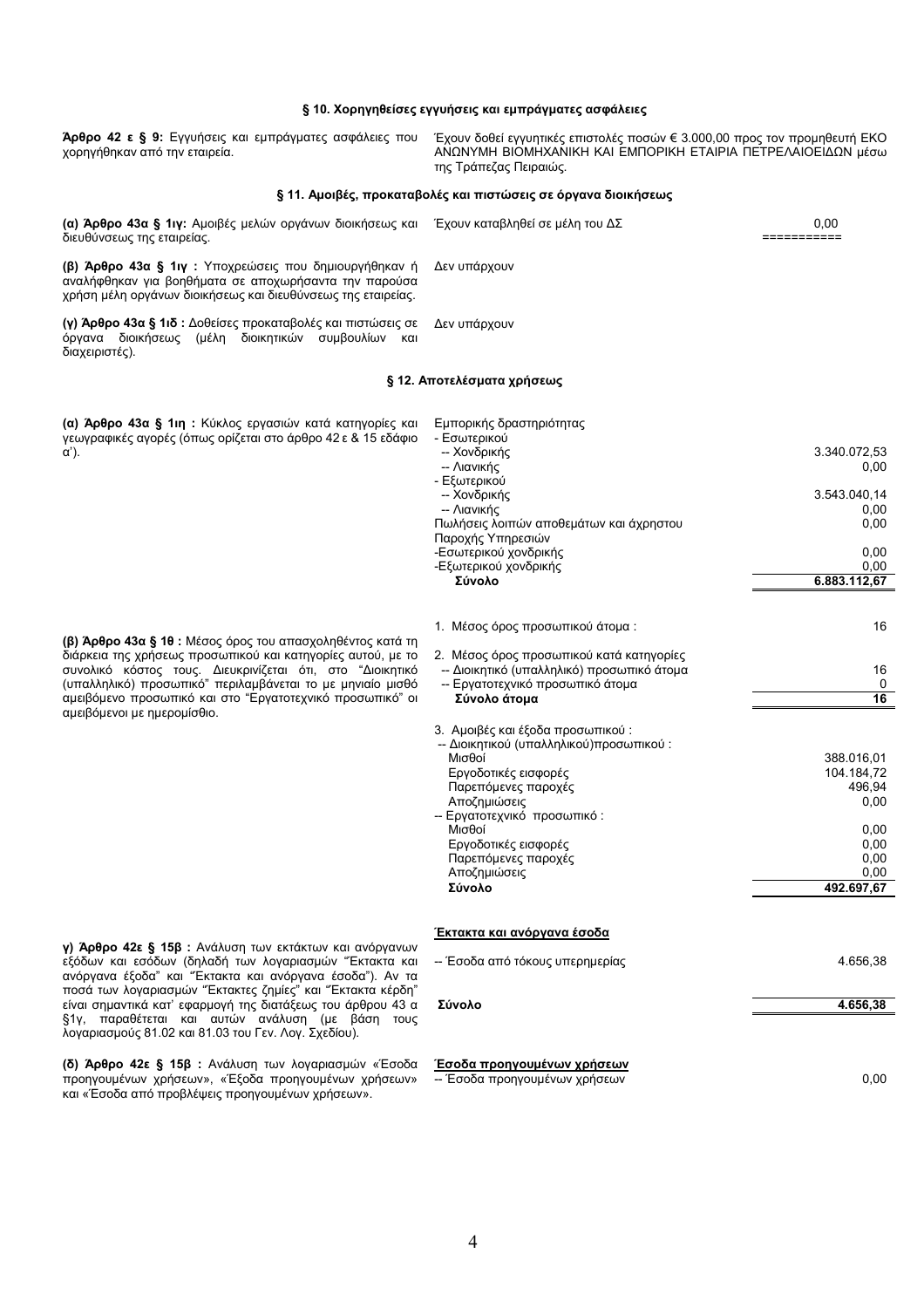### § 10. Χορηγηθείσες εγγυήσεις και εμπράγματες ασφάλειες

| | |
|---|---|
| **Άρθρο 42 ε § 9:** Εγγυήσεις και εμπράγματες ασφάλειες που χορηγήθηκαν από την εταιρεία. | Έχουν δοθεί εγγυητικές επιστολές ποσών € 3.000,00 προς τον προμηθευτή ΕΚΟ ΑΝΩΝΥΜΗ ΒΙΟΜΗΧΑΝΙΚΗ ΚΑΙ ΕΜΠΟΡΙΚΗ ΕΤΑΙΡΙΑ ΠΕΤΡΕΛΑΙΟΕΙΔΩΝ μέσω της Τράπεζας Πειραιώς. |

### § 11. Αμοιβές, προκαταβολές και πιστώσεις σε όργανα διοικήσεως

| | | |
|---|---|---|
| **(α) Άρθρο 43α § 1ιγ:** Αμοιβές μελών οργάνων διοικήσεως και διευθύνσεως της εταιρείας. | Έχουν καταβληθεί σε μέλη του ΔΣ | 0,00 |
| **(β) Άρθρο 43α § 1ιγ :** Υποχρεώσεις που δημιουργήθηκαν ή αναλήφθηκαν για βοηθήματα σε αποχωρήσαντα την παρούσα χρήση μέλη οργάνων διοικήσεως και διευθύνσεως της εταιρείας. | Δεν υπάρχουν | |
| **(γ) Άρθρο 43α § 1ιδ :** Δοθείσες προκαταβολές και πιστώσεις σε όργανα διοικήσεως (μέλη διοικητικών συμβουλίων και διαχειριστές). | Δεν υπάρχουν | |

### § 12. Αποτελέσματα χρήσεως

**(α) Άρθρο 43α § 1ιη :** Κύκλος εργασιών κατά κατηγορίες και γεωγραφικές αγορές (όπως ορίζεται στο άρθρο 42 ε & 15 εδάφιο α').

| | |
|---|---|
| Εμπορικής δραστηριότητας | |
| - Εσωτερικού | |
| -- Χονδρικής | 3.340.072,53 |
| -- Λιανικής | 0,00 |
| - Εξωτερικού | |
| -- Χονδρικής | 3.543.040,14 |
| -- Λιανικής | 0,00 |
| Πωλήσεις λοιπών αποθεμάτων και άχρηστου | 0,00 |
| Παροχής Υπηρεσιών | |
| -Εσωτερικού χονδρικής | 0,00 |
| -Εξωτερικού χονδρικής | 0,00 |
| **Σύνολο** | **6.883.112,67** |

**(β) Άρθρο 43α § 1θ :** Μέσος όρος του απασχοληθέντος κατά τη διάρκεια της χρήσεως προσωπικού και κατηγορίες αυτού, με το συνολικό κόστος τους. Διευκρινίζεται ότι, στο "Διοικητικό (υπαλληλικό) προσωπικό" περιλαμβάνεται το με μηνιαίο μισθό αμειβόμενο προσωπικό και στο "Εργατοτεχνικό προσωπικό" οι αμειβόμενοι με ημερομίσθιο.

| | |
|---|---|
| 1. Μέσος όρος προσωπικού άτομα : | 16 |
| 2. Μέσος όρος προσωπικού κατά κατηγορίες | |
| -- Διοικητικό (υπαλληλικό) προσωπικό άτομα | 16 |
| -- Εργατοτεχνικό προσωπικό άτομα | 0 |
| **Σύνολο άτομα** | **16** |
| 3. Αμοιβές και έξοδα προσωπικού : | |
| -- Διοικητικού (υπαλληλικού)προσωπικού : | |
| Μισθοί | 388.016,01 |
| Εργοδοτικές εισφορές | 104.184,72 |
| Παρεπόμενες παροχές | 496,94 |
| Αποζημιώσεις | 0,00 |
| -- Εργατοτεχνικό προσωπικό : | |
| Μισθοί | 0,00 |
| Εργοδοτικές εισφορές | 0,00 |
| Παρεπόμενες παροχές | 0,00 |
| Αποζημιώσεις | 0,00 |
| **Σύνολο** | **492.697,67** |

**γ) Άρθρο 42ε § 15β :** Ανάλυση των εκτάκτων και ανόργανων εξόδων και εσόδων (δηλαδή των λογαριασμών "Έκτακτα και ανόργανα έξοδα" και "Έκτακτα και ανόργανα έσοδα"). Αν τα ποσά των λογαριασμών "Έκτακτες ζημίες" και "Έκτακτα κέρδη" είναι σημαντικά κατ' εφαρμογή της διατάξεως του άρθρου 43 α §1γ, παραθέτεται και αυτών ανάλυση (με βάση τους λογαριασμούς 81.02 και 81.03 του Γεν. Λογ. Σχεδίου).

| | |
|---|---|
| **Έκτακτα και ανόργανα έσοδα** | |
| -- Έσοδα από τόκους υπερημερίας | 4.656,38 |
| **Σύνολο** | **4.656,38** |

**(δ) Άρθρο 42ε § 15β :** Ανάλυση των λογαριασμών «Έσοδα προηγουμένων χρήσεων», «Έξοδα προηγουμένων χρήσεων» και «Έσοδα από προβλέψεις προηγουμένων χρήσεων».

| | |
|---|---|
| **Έσοδα προηγουμένων χρήσεων** | |
| -- Έσοδα προηγουμένων χρήσεων | 0,00 |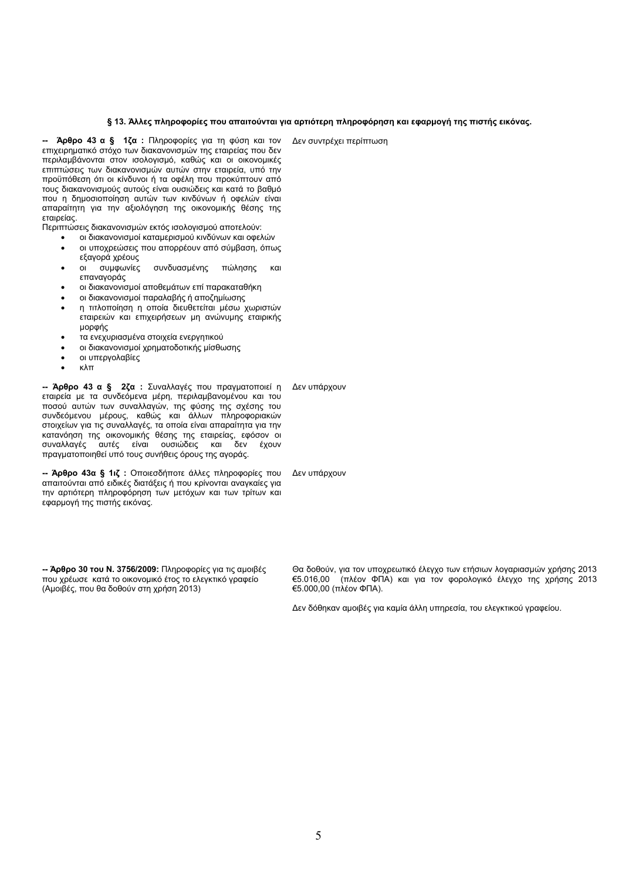### § 13. Άλλες πληροφορίες που απαιτούνται για αρτιότερη πληροφόρηση και εφαρμογή της πιστής εικόνας.

| | |
|---|---|
| **-- Άρθρο 43 α § 1ζα :** Πληροφορίες για τη φύση και τον επιχειρηματικό στόχο των διακανονισμών της εταιρείας που δεν περιλαμβάνονται στον ισολογισμό, καθώς και οι οικονομικές επιπτώσεις των διακανονισμών αυτών στην εταιρεία, υπό την προϋπόθεση ότι οι κίνδυνοι ή τα οφέλη που προκύπτουν από τους διακανονισμούς αυτούς είναι ουσιώδεις και κατά το βαθμό που η δημοσιοποίηση αυτών των κινδύνων ή οφελών είναι απαραίτητη για την αξιολόγηση της οικονομικής θέσης της εταιρείας.<br>Περιπτώσεις διακανονισμών εκτός ισολογισμού αποτελούν:<br>• οι διακανονισμοί καταμερισμού κινδύνων και οφελών<br>• οι υποχρεώσεις που απορρέουν από σύμβαση, όπως εξαγορά χρέους<br>• οι συμφωνίες συνδυασμένης πώλησης και επαναγοράς<br>• οι διακανονισμοί αποθεμάτων επί παρακαταθήκη<br>• οι διακανονισμοί παραλαβής ή αποζημίωσης<br>• η τιτλοποίηση η οποία διευθετείται μέσω χωριστών εταιρειών και επιχειρήσεων μη ανώνυμης εταιρικής μορφής<br>• τα ενεχυριασμένα στοιχεία ενεργητικού<br>• οι διακανονισμοί χρηματοδοτικής μίσθωσης<br>• οι υπεργολαβίες<br>• κλπ | Δεν συντρέχει περίπτωση |
| **-- Άρθρο 43 α § 2ζα :** Συναλλαγές που πραγματοποιεί η εταιρεία με τα συνδεόμενα μέρη, περιλαμβανομένου και του ποσού αυτών των συναλλαγών, της φύσης της σχέσης του συνδεόμενου μέρους, καθώς και άλλων πληροφοριακών στοιχείων για τις συναλλαγές, τα οποία είναι απαραίτητα για την κατανόηση της οικονομικής θέσης της εταιρείας, εφόσον οι συναλλαγές αυτές είναι ουσιώδεις και δεν έχουν πραγματοποιηθεί υπό τους συνήθεις όρους της αγοράς. | Δεν υπάρχουν |
| **-- Άρθρο 43α § 1ιζ :** Οποιεσδήποτε άλλες πληροφορίες που απαιτούνται από ειδικές διατάξεις ή που κρίνονται αναγκαίες για την αρτιότερη πληροφόρηση των μετόχων και των τρίτων και εφαρμογή της πιστής εικόνας. | Δεν υπάρχουν |
| **-- Άρθρο 30 του Ν. 3756/2009:** Πληροφορίες για τις αμοιβές που χρέωσε κατά το οικονομικό έτος το ελεγκτικό γραφείο (Αμοιβές, που θα δοθούν στη χρήση 2013) | Θα δοθούν, για τον υποχρεωτικό έλεγχο των ετήσιων λογαριασμών χρήσης 2013 €5.016,00 (πλέον ΦΠΑ) και για τον φορολογικό έλεγχο της χρήσης 2013 €5.000,00 (πλέον ΦΠΑ).<br><br>Δεν δόθηκαν αμοιβές για καμία άλλη υπηρεσία, του ελεγκτικού γραφείου. |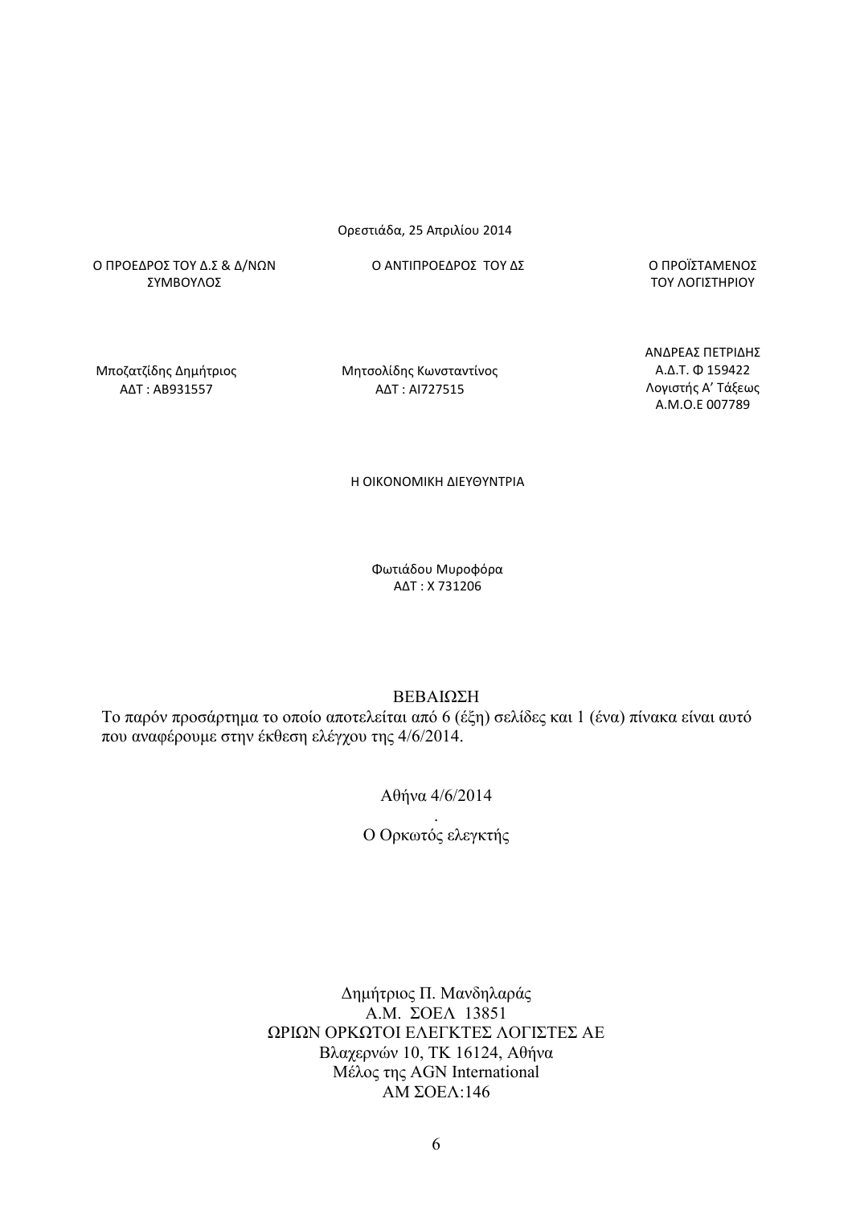Ορεστιάδα, 25 Απριλίου 2014

| Ο ΠΡΟΕΔΡΟΣ ΤΟΥ Δ.Σ & Δ/ΝΩΝ ΣΥΜΒΟΥΛΟΣ | Ο ΑΝΤΙΠΡΟΕΔΡΟΣ ΤΟΥ ΔΣ | Ο ΠΡΟΪΣΤΑΜΕΝΟΣ ΤΟΥ ΛΟΓΙΣΤΗΡΙΟΥ |
| --- | --- | --- |
| Μποζατζίδης Δημήτριος<br>ΑΔΤ : ΑΒ931557 | Μητσολίδης Κωνσταντίνος<br>ΑΔΤ : ΑΙ727515 | ΑΝΔΡΕΑΣ ΠΕΤΡΙΔΗΣ<br>Α.Δ.Τ. Φ 159422<br>Λογιστής Α' Τάξεως<br>Α.Μ.Ο.Ε 007789 |

Η ΟΙΚΟΝΟΜΙΚΗ ΔΙΕΥΘΥΝΤΡΙΑ

Φωτιάδου Μυροφόρα
ΑΔΤ : Χ 731206

## ΒΕΒΑΙΩΣΗ

Το παρόν προσάρτημα το οποίο αποτελείται από 6 (έξη) σελίδες και 1 (ένα) πίνακα είναι αυτό που αναφέρουμε στην έκθεση ελέγχου της 4/6/2014.

Αθήνα 4/6/2014

Ο Ορκωτός ελεγκτής

Δημήτριος Π. Μανδηλαράς
Α.Μ. ΣΟΕΛ 13851
ΩΡΙΩΝ ΟΡΚΩΤΟΙ ΕΛΕΓΚΤΕΣ ΛΟΓΙΣΤΕΣ ΑΕ
Βλαχερνών 10, ΤΚ 16124, Αθήνα
Μέλος της AGN International
ΑΜ ΣΟΕΛ:146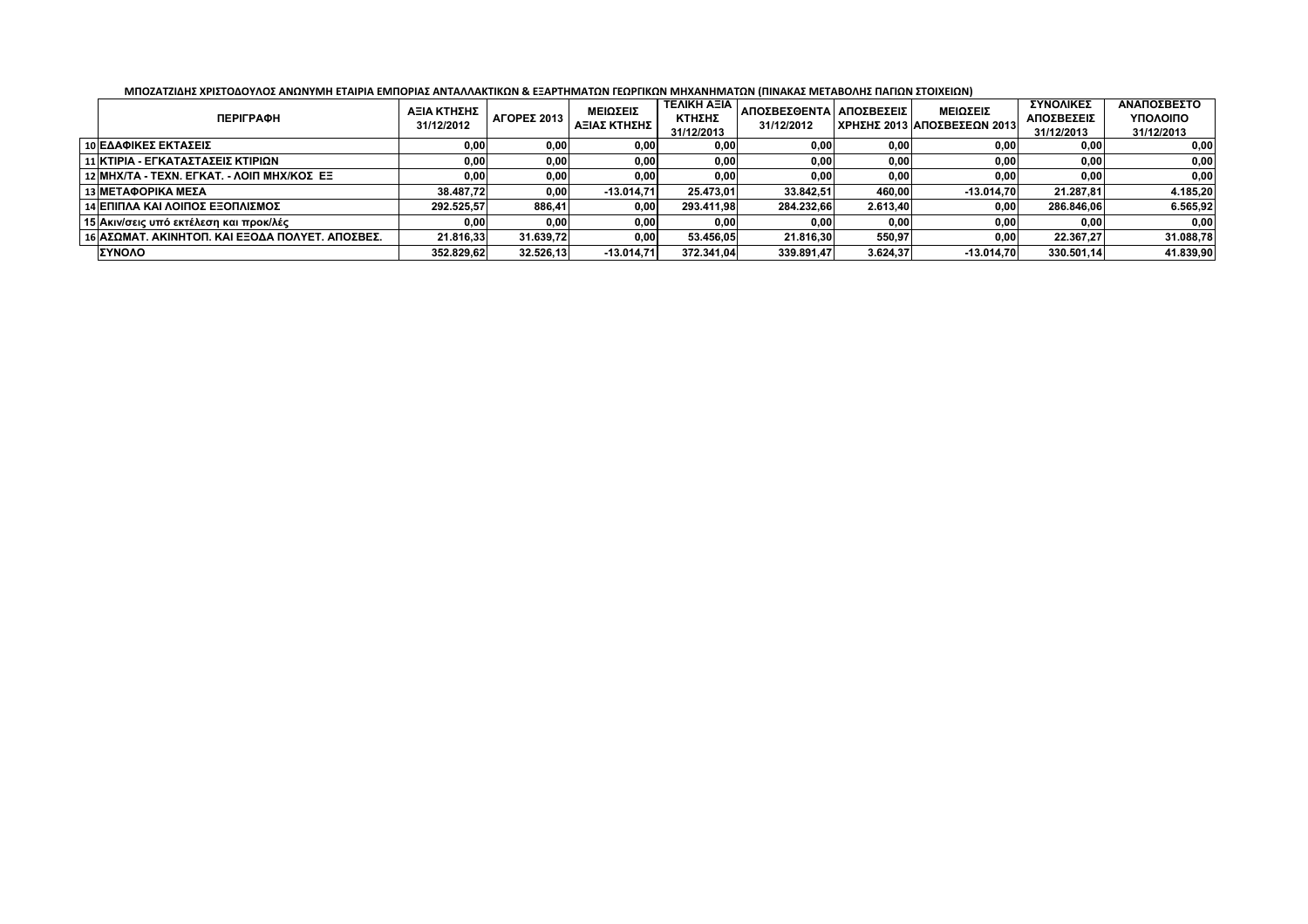**ΜΠΟΖΑΤΖΙΔΗΣ ΧΡΙΣΤΟΔΟΥΛΟΣ ΑΝΩΝΥΜΗ ΕΤΑΙΡΙΑ ΕΜΠΟΡΙΑΣ ΑΝΤΑΛΛΑΚΤΙΚΩΝ & ΕΞΑΡΤΗΜΑΤΩΝ ΓΕΩΡΓΙΚΩΝ ΜΗΧΑΝΗΜΑΤΩΝ (ΠΙΝΑΚΑΣ ΜΕΤΑΒΟΛΗΣ ΠΑΓΙΩΝ ΣΤΟΙΧΕΙΩΝ)**

| | ΠΕΡΙΓΡΑΦΗ | ΑΞΙΑ ΚΤΗΣΗΣ 31/12/2012 | ΑΓΟΡΕΣ 2013 | ΜΕΙΩΣΕΙΣ ΑΞΙΑΣ ΚΤΗΣΗΣ | ΤΕΛΙΚΗ ΑΞΙΑ ΚΤΗΣΗΣ 31/12/2013 | ΑΠΟΣΒΕΣΘΕΝΤΑ 31/12/2012 | ΑΠΟΣΒΕΣΕΙΣ ΧΡΗΣΗΣ 2013 | ΜΕΙΩΣΕΙΣ ΑΠΟΣΒΕΣΕΩΝ 2013 | ΣΥΝΟΛΙΚΕΣ ΑΠΟΣΒΕΣΕΙΣ 31/12/2013 | ΑΝΑΠΟΣΒΕΣΤΟ ΥΠΟΛΟΙΠΟ 31/12/2013 |
|---|---|---|---|---|---|---|---|---|---|---|
| 10 | ΕΔΑΦΙΚΕΣ ΕΚΤΑΣΕΙΣ | 0,00 | 0,00 | 0,00 | 0,00 | 0,00 | 0,00 | 0,00 | 0,00 | 0,00 |
| 11 | ΚΤΙΡΙΑ - ΕΓΚΑΤΑΣΤΑΣΕΙΣ ΚΤΙΡΙΩΝ | 0,00 | 0,00 | 0,00 | 0,00 | 0,00 | 0,00 | 0,00 | 0,00 | 0,00 |
| 12 | ΜΗΧ/ΤΑ - ΤΕΧΝ. ΕΓΚΑΤ. - ΛΟΙΠ ΜΗΧ/ΚΟΣ ΕΞ | 0,00 | 0,00 | 0,00 | 0,00 | 0,00 | 0,00 | 0,00 | 0,00 | 0,00 |
| 13 | ΜΕΤΑΦΟΡΙΚΑ ΜΕΣΑ | 38.487,72 | 0,00 | -13.014,71 | 25.473,01 | 33.842,51 | 460,00 | -13.014,70 | 21.287,81 | 4.185,20 |
| 14 | ΕΠΙΠΛΑ ΚΑΙ ΛΟΙΠΟΣ ΕΞΟΠΛΙΣΜΟΣ | 292.525,57 | 886,41 | 0,00 | 293.411,98 | 284.232,66 | 2.613,40 | 0,00 | 286.846,06 | 6.565,92 |
| 15 | Ακιν/σεις υπό εκτέλεση και προκ/λές | 0,00 | 0,00 | 0,00 | 0,00 | 0,00 | 0,00 | 0,00 | 0,00 | 0,00 |
| 16 | ΑΣΩΜΑΤ. ΑΚΙΝΗΤΟΠ. ΚΑΙ ΕΞΟΔΑ ΠΟΛΥΕΤ. ΑΠΟΣΒΕΣ. | 21.816,33 | 31.639,72 | 0,00 | 53.456,05 | 21.816,30 | 550,97 | 0,00 | 22.367,27 | 31.088,78 |
| | ΣΥΝΟΛΟ | 352.829,62 | 32.526,13 | -13.014,71 | 372.341,04 | 339.891,47 | 3.624,37 | -13.014,70 | 330.501,14 | 41.839,90 |